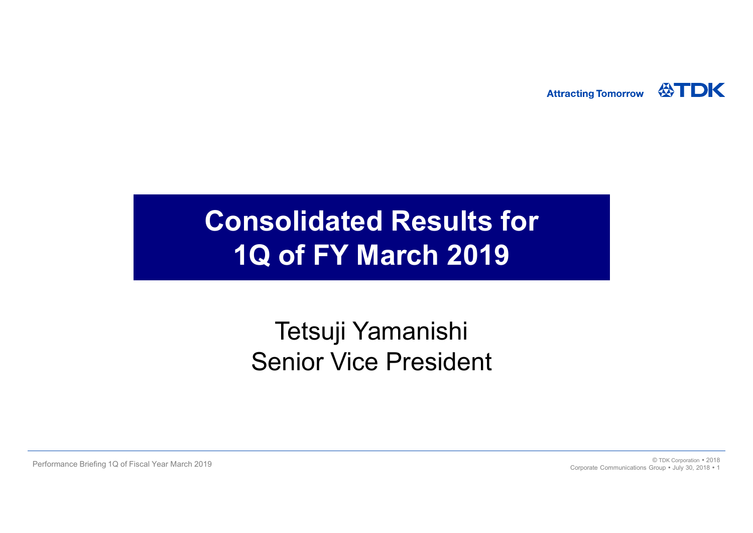Attracting Tomorrow TDK

# Consolidated Results for 1Q of FY March 2019

Tetsuji Yamanishi
Senior Vice President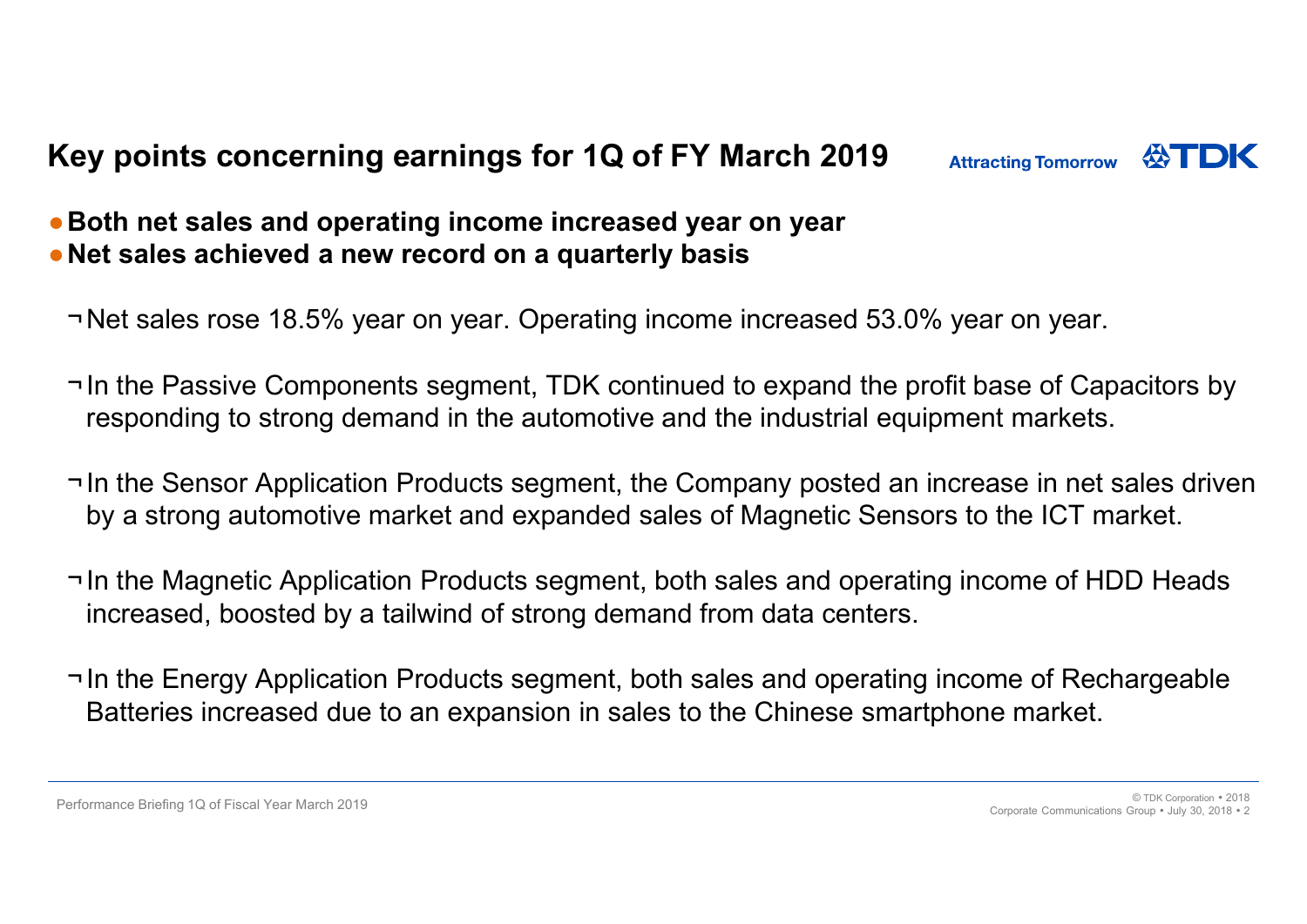# Key points concerning earnings for 1Q of FY March 2019

- **Both net sales and operating income increased year on year**
- **Net sales achieved a new record on a quarterly basis**

  - Net sales rose 18.5% year on year. Operating income increased 53.0% year on year.
  - In the Passive Components segment, TDK continued to expand the profit base of Capacitors by responding to strong demand in the automotive and the industrial equipment markets.
  - In the Sensor Application Products segment, the Company posted an increase in net sales driven by a strong automotive market and expanded sales of Magnetic Sensors to the ICT market.
  - In the Magnetic Application Products segment, both sales and operating income of HDD Heads increased, boosted by a tailwind of strong demand from data centers.
  - In the Energy Application Products segment, both sales and operating income of Rechargeable Batteries increased due to an expansion in sales to the Chinese smartphone market.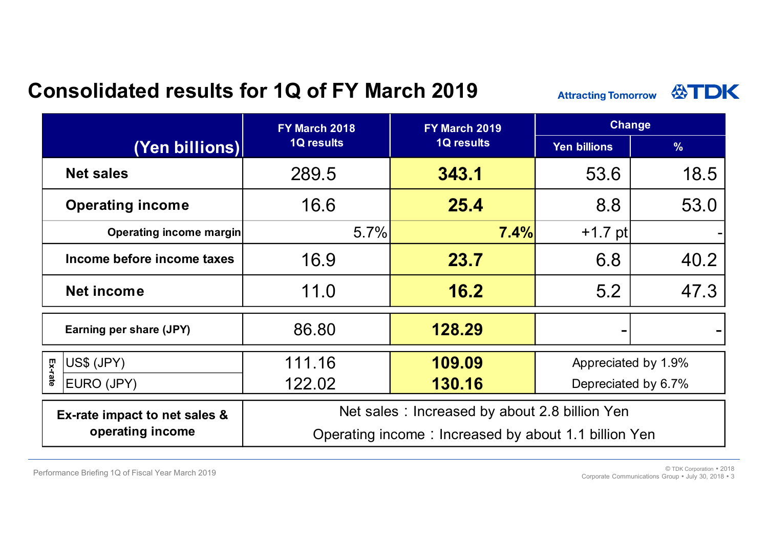# Consolidated results for 1Q of FY March 2019

Attracting Tomorrow TDK

| (Yen billions) | | FY March 2018 1Q results | FY March 2019 1Q results | Change | |
|---|---|---|---|---|---|
| | | | | Yen billions | % |
| Net sales | | 289.5 | **343.1** | 53.6 | 18.5 |
| Operating income | | 16.6 | **25.4** | 8.8 | 53.0 |
| Operating income margin | | 5.7% | **7.4%** | +1.7 pt | - |
| Income before income taxes | | 16.9 | **23.7** | 6.8 | 40.2 |
| Net income | | 11.0 | **16.2** | 5.2 | 47.3 |
| Earning per share (JPY) | | 86.80 | **128.29** | - | - |
| Ex-rate | US$ (JPY) | 111.16 | **109.09** | Appreciated by 1.9% | |
| | EURO (JPY) | 122.02 | **130.16** | Depreciated by 6.7% | |
| Ex-rate impact to net sales & operating income | | Net sales：Increased by about 2.8 billion Yen<br>Operating income：Increased by about 1.1 billion Yen | | | |

Performance Briefing 1Q of Fiscal Year March 2019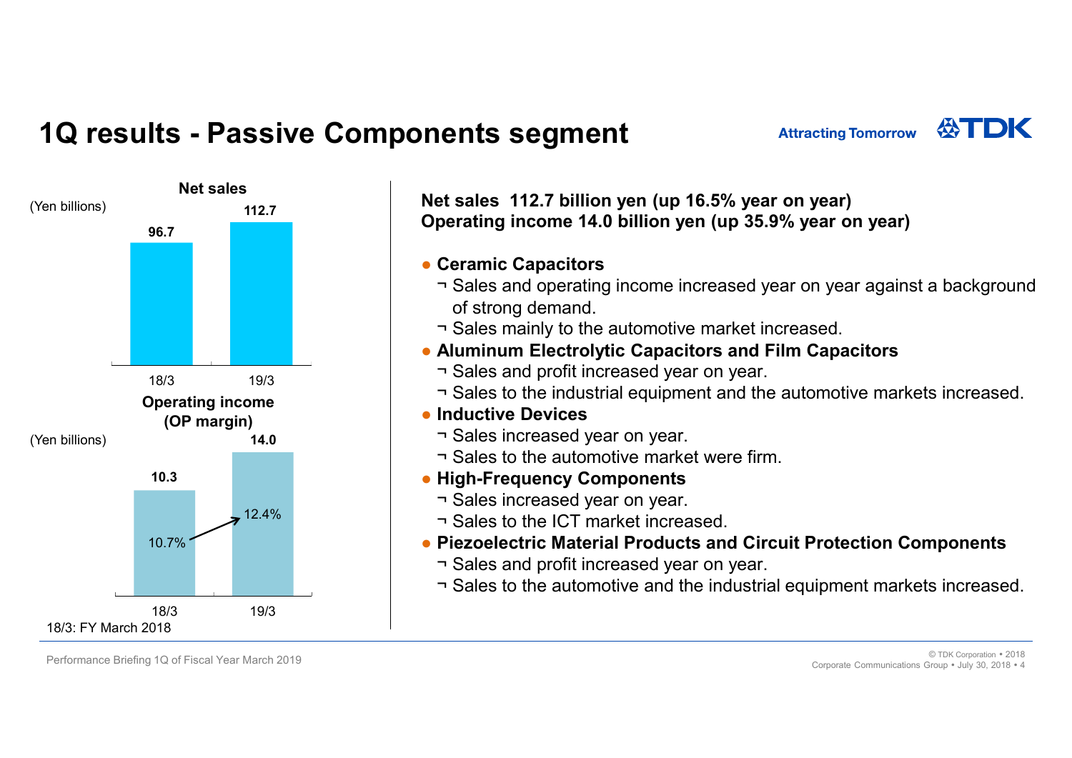# 1Q results - Passive Components segment

Attracting Tomorrow TDK

**Net sales**

(Yen billions)

| | 18/3 | 19/3 |
|---|---|---|
| Net sales | 96.7 | 112.7 |

**Operating income (OP margin)**

(Yen billions)

| | 18/3 | 19/3 |
|---|---|---|
| Operating income | 10.3 | 14.0 |
| OP margin | 10.7% | 12.4% |

18/3: FY March 2018

**Net sales 112.7 billion yen (up 16.5% year on year)**
**Operating income 14.0 billion yen (up 35.9% year on year)**

- **Ceramic Capacitors**
  - Sales and operating income increased year on year against a background of strong demand.
  - Sales mainly to the automotive market increased.
- **Aluminum Electrolytic Capacitors and Film Capacitors**
  - Sales and profit increased year on year.
  - Sales to the industrial equipment and the automotive markets increased.
- **Inductive Devices**
  - Sales increased year on year.
  - Sales to the automotive market were firm.
- **High-Frequency Components**
  - Sales increased year on year.
  - Sales to the ICT market increased.
- **Piezoelectric Material Products and Circuit Protection Components**
  - Sales and profit increased year on year.
  - Sales to the automotive and the industrial equipment markets increased.

Performance Briefing 1Q of Fiscal Year March 2019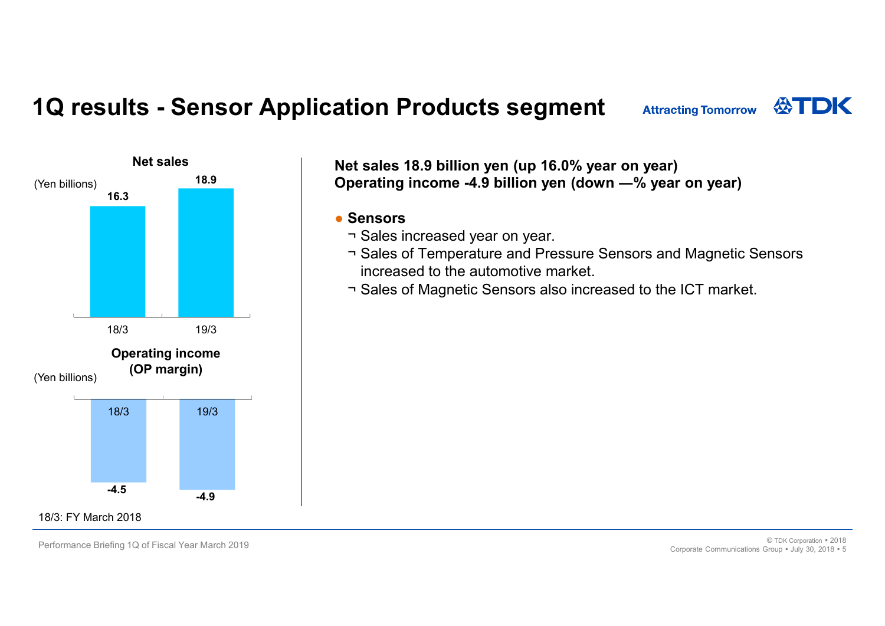# 1Q results - Sensor Application Products segment

**Net sales**

(Yen billions)

| | 18/3 | 19/3 |
|---|---|---|
| Net sales | 16.3 | 18.9 |

**Operating income (OP margin)**

(Yen billions)

| | 18/3 | 19/3 |
|---|---|---|
| Operating income | -4.5 | -4.9 |

18/3: FY March 2018

**Net sales 18.9 billion yen (up 16.0% year on year)**
**Operating income -4.9 billion yen (down —% year on year)**

- **Sensors**
  - Sales increased year on year.
  - Sales of Temperature and Pressure Sensors and Magnetic Sensors increased to the automotive market.
  - Sales of Magnetic Sensors also increased to the ICT market.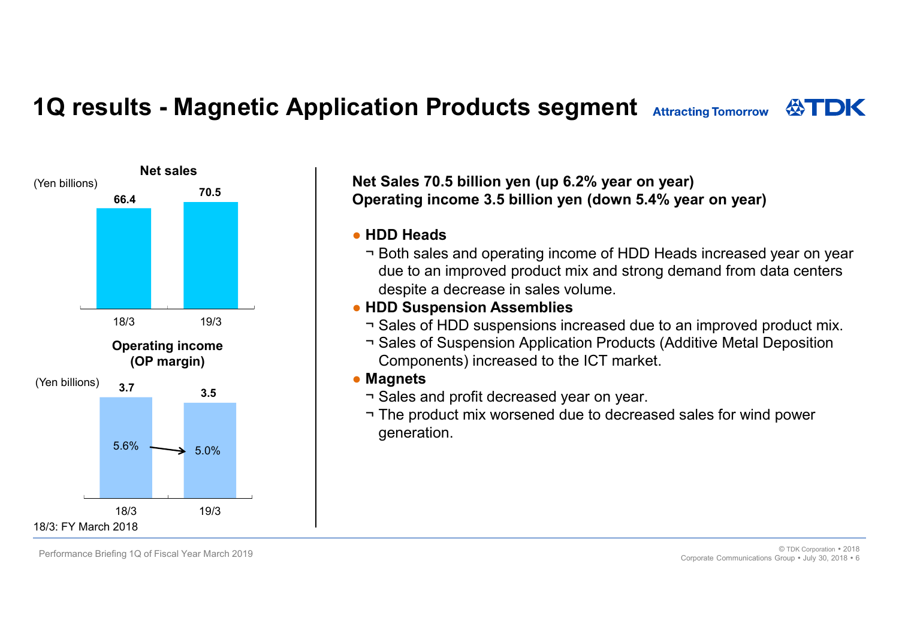# 1Q results - Magnetic Application Products segment

Attracting Tomorrow TDK

**Net sales**

(Yen billions)

| | 18/3 | 19/3 |
|---|---|---|
| Net sales | 66.4 | 70.5 |

**Operating income (OP margin)**

(Yen billions)

| | 18/3 | 19/3 |
|---|---|---|
| Operating income | 3.7 | 3.5 |
| OP margin | 5.6% | 5.0% |

18/3: FY March 2018

**Net Sales 70.5 billion yen (up 6.2% year on year)**
**Operating income 3.5 billion yen (down 5.4% year on year)**

- **HDD Heads**
  - ¬ Both sales and operating income of HDD Heads increased year on year due to an improved product mix and strong demand from data centers despite a decrease in sales volume.
- **HDD Suspension Assemblies**
  - ¬ Sales of HDD suspensions increased due to an improved product mix.
  - ¬ Sales of Suspension Application Products (Additive Metal Deposition Components) increased to the ICT market.
- **Magnets**
  - ¬ Sales and profit decreased year on year.
  - ¬ The product mix worsened due to decreased sales for wind power generation.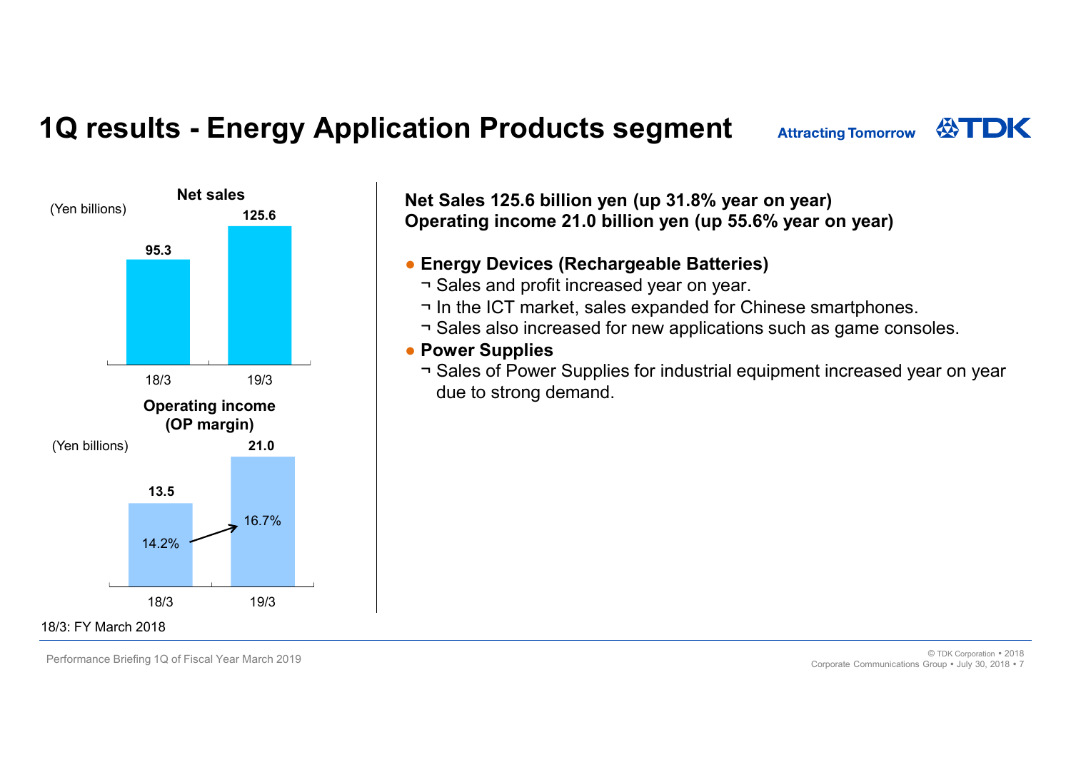# 1Q results - Energy Application Products segment

**Net sales**

(Yen billions)

| | 18/3 | 19/3 |
|---|---|---|
| Net sales | 95.3 | 125.6 |

**Operating income (OP margin)**

(Yen billions)

| | 18/3 | 19/3 |
|---|---|---|
| Operating income | 13.5 | 21.0 |
| OP margin | 14.2% | 16.7% |

18/3: FY March 2018

**Net Sales 125.6 billion yen (up 31.8% year on year)**
**Operating income 21.0 billion yen (up 55.6% year on year)**

- **Energy Devices (Rechargeable Batteries)**
  - Sales and profit increased year on year.
  - In the ICT market, sales expanded for Chinese smartphones.
  - Sales also increased for new applications such as game consoles.
- **Power Supplies**
  - Sales of Power Supplies for industrial equipment increased year on year due to strong demand.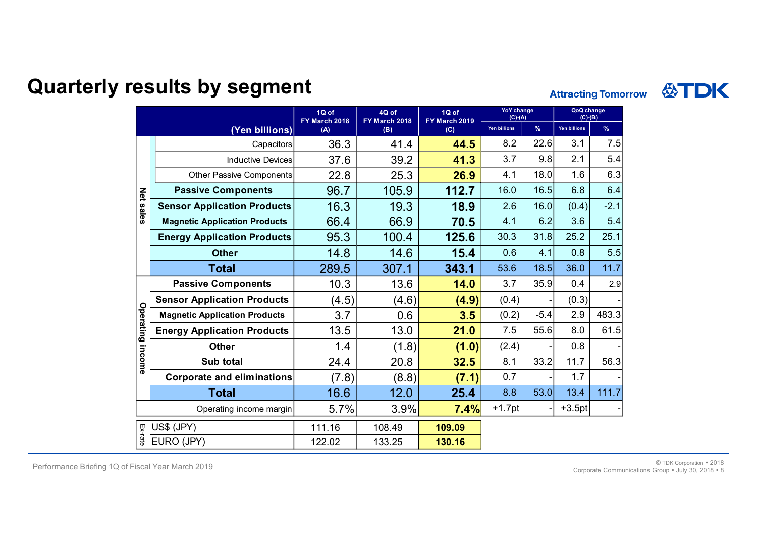# Quarterly results by segment

| | (Yen billions) | 1Q of FY March 2018 (A) | 4Q of FY March 2018 (B) | 1Q of FY March 2019 (C) | YoY change (C)-(A) | | QoQ change (C)-(B) | |
|---|---|---|---|---|---|---|---|---|
| | | | | | Yen billions | % | Yen billions | % |
| Net sales | Capacitors | 36.3 | 41.4 | **44.5** | 8.2 | 22.6 | 3.1 | 7.5 |
| | Inductive Devices | 37.6 | 39.2 | **41.3** | 3.7 | 9.8 | 2.1 | 5.4 |
| | Other Passive Components | 22.8 | 25.3 | **26.9** | 4.1 | 18.0 | 1.6 | 6.3 |
| | **Passive Components** | 96.7 | 105.9 | **112.7** | 16.0 | 16.5 | 6.8 | 6.4 |
| | **Sensor Application Products** | 16.3 | 19.3 | **18.9** | 2.6 | 16.0 | (0.4) | -2.1 |
| | **Magnetic Application Products** | 66.4 | 66.9 | **70.5** | 4.1 | 6.2 | 3.6 | 5.4 |
| | **Energy Application Products** | 95.3 | 100.4 | **125.6** | 30.3 | 31.8 | 25.2 | 25.1 |
| | **Other** | 14.8 | 14.6 | **15.4** | 0.6 | 4.1 | 0.8 | 5.5 |
| | **Total** | 289.5 | 307.1 | **343.1** | 53.6 | 18.5 | 36.0 | 11.7 |
| Operating income | **Passive Components** | 10.3 | 13.6 | **14.0** | 3.7 | 35.9 | 0.4 | 2.9 |
| | **Sensor Application Products** | (4.5) | (4.6) | **(4.9)** | (0.4) | - | (0.3) | - |
| | **Magnetic Application Products** | 3.7 | 0.6 | **3.5** | (0.2) | -5.4 | 2.9 | 483.3 |
| | **Energy Application Products** | 13.5 | 13.0 | **21.0** | 7.5 | 55.6 | 8.0 | 61.5 |
| | **Other** | 1.4 | (1.8) | **(1.0)** | (2.4) | - | 0.8 | - |
| | **Sub total** | 24.4 | 20.8 | **32.5** | 8.1 | 33.2 | 11.7 | 56.3 |
| | **Corporate and eliminations** | (7.8) | (8.8) | **(7.1)** | 0.7 | - | 1.7 | - |
| | **Total** | 16.6 | 12.0 | **25.4** | 8.8 | 53.0 | 13.4 | 111.7 |
| | Operating income margin | 5.7% | 3.9% | **7.4%** | +1.7pt | - | +3.5pt | - |
| Ex-rate | US$ (JPY) | 111.16 | 108.49 | **109.09** | | | | |
| | EURO (JPY) | 122.02 | 133.25 | **130.16** | | | | |

Performance Briefing 1Q of Fiscal Year March 2019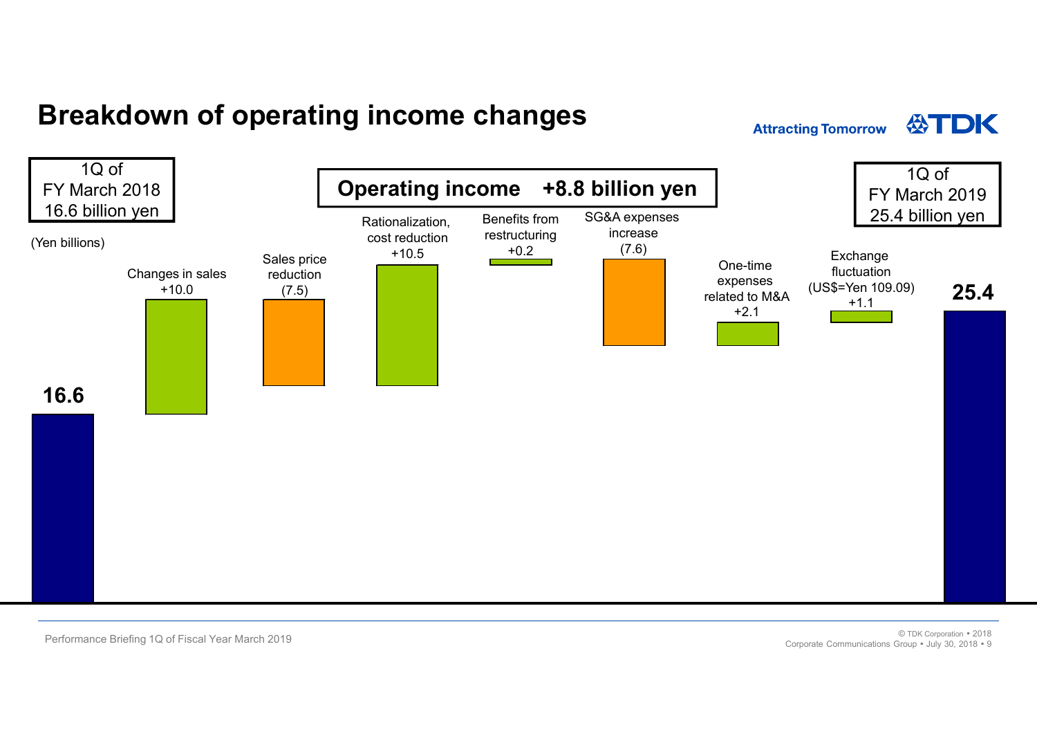# Breakdown of operating income changes

Attracting Tomorrow TDK

1Q of FY March 2018 16.6 billion yen

**Operating income +8.8 billion yen**

1Q of FY March 2019 25.4 billion yen

(Yen billions)

| Item | Amount |
|---|---|
| 1Q of FY March 2018 | 16.6 |
| Changes in sales | +10.0 |
| Sales price reduction | (7.5) |
| Rationalization, cost reduction | +10.5 |
| Benefits from restructuring | +0.2 |
| SG&A expenses increase | (7.6) |
| One-time expenses related to M&A | +2.1 |
| Exchange fluctuation (US$=Yen 109.09) | +1.1 |
| 1Q of FY March 2019 | 25.4 |

Performance Briefing 1Q of Fiscal Year March 2019

© TDK Corporation • 2018
Corporate Communications Group • July 30, 2018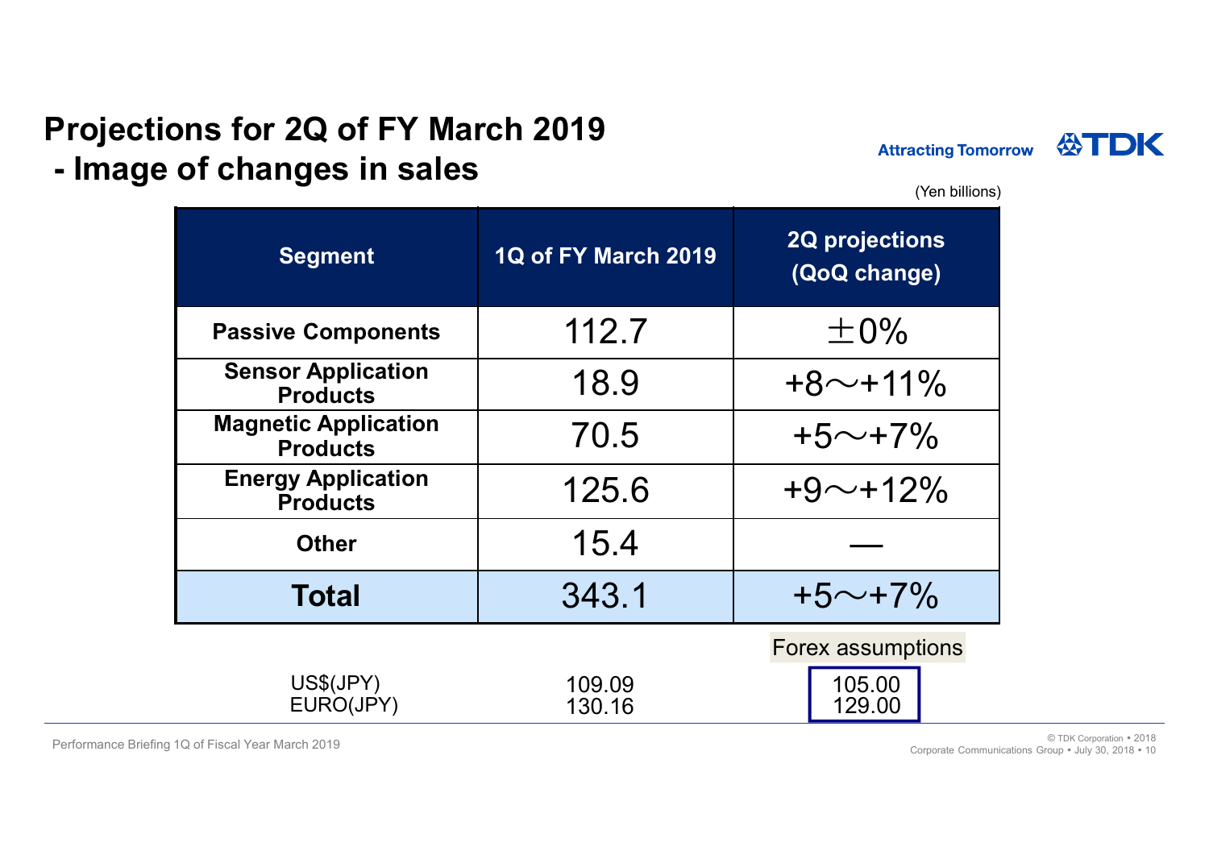# Projections for 2Q of FY March 2019
## - Image of changes in sales

(Yen billions)

| Segment | 1Q of FY March 2019 | 2Q projections (QoQ change) |
|---|---|---|
| Passive Components | 112.7 | ±0% |
| Sensor Application Products | 18.9 | +8～+11% |
| Magnetic Application Products | 70.5 | +5～+7% |
| Energy Application Products | 125.6 | +9～+12% |
| Other | 15.4 | — |
| **Total** | 343.1 | +5～+7% |

| | | Forex assumptions |
|---|---|---|
| US$(JPY) | 109.09 | 105.00 |
| EURO(JPY) | 130.16 | 129.00 |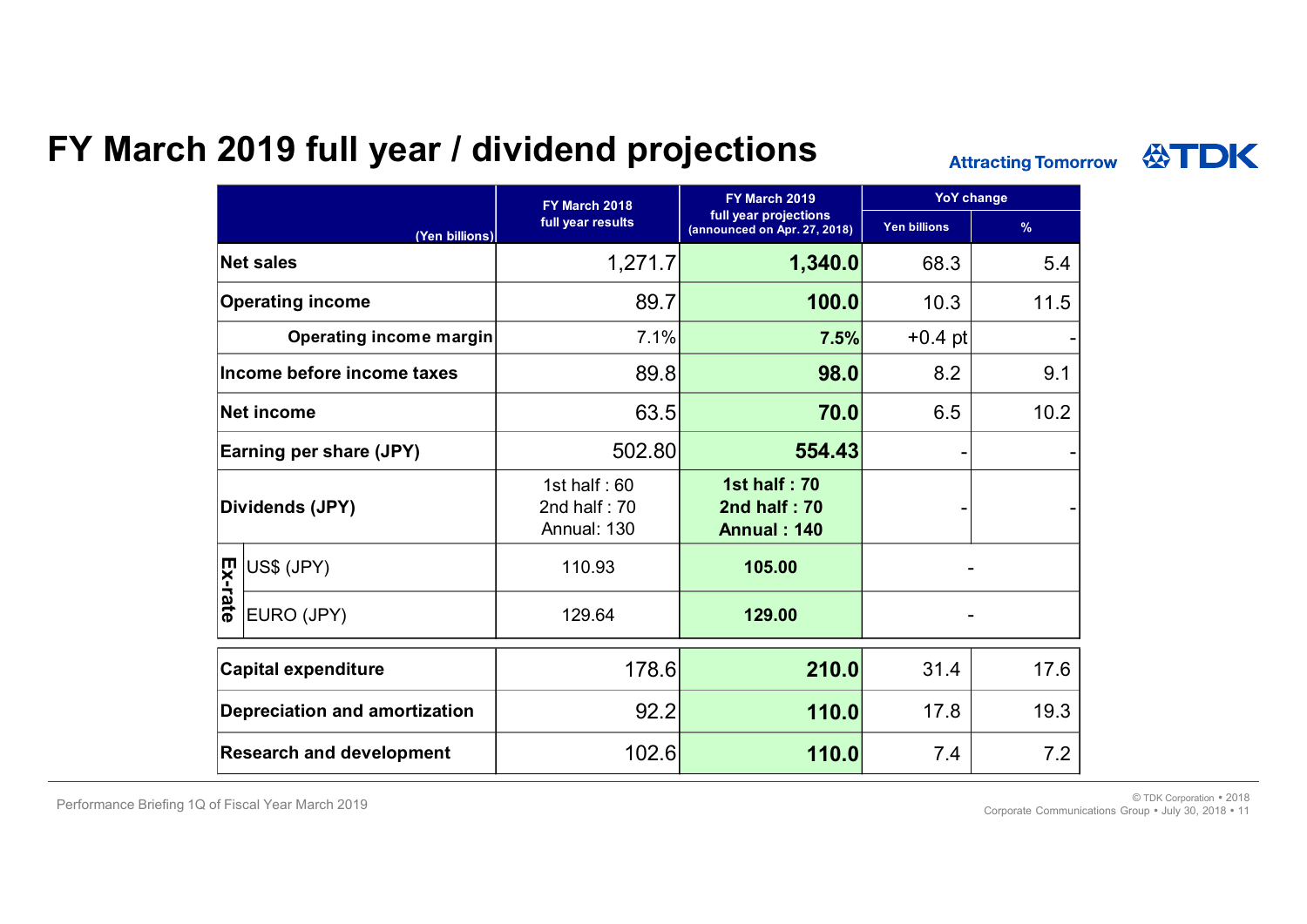# FY March 2019 full year / dividend projections

Attracting Tomorrow TDK

| (Yen billions) | | FY March 2018 full year results | FY March 2019 full year projections (announced on Apr. 27, 2018) | YoY change | |
|---|---|---|---|---|---|
| | | | | Yen billions | % |
| Net sales | | 1,271.7 | **1,340.0** | 68.3 | 5.4 |
| Operating income | | 89.7 | **100.0** | 10.3 | 11.5 |
| Operating income margin | | 7.1% | **7.5%** | +0.4 pt | - |
| Income before income taxes | | 89.8 | **98.0** | 8.2 | 9.1 |
| Net income | | 63.5 | **70.0** | 6.5 | 10.2 |
| Earning per share (JPY) | | 502.80 | **554.43** | - | - |
| Dividends (JPY) | | 1st half : 60<br>2nd half : 70<br>Annual: 130 | **1st half : 70**<br>**2nd half : 70**<br>**Annual : 140** | - | - |
| Ex-rate | US$ (JPY) | 110.93 | **105.00** | - | |
| | EURO (JPY) | 129.64 | **129.00** | - | |
| Capital expenditure | | 178.6 | **210.0** | 31.4 | 17.6 |
| Depreciation and amortization | | 92.2 | **110.0** | 17.8 | 19.3 |
| Research and development | | 102.6 | **110.0** | 7.4 | 7.2 |

Performance Briefing 1Q of Fiscal Year March 2019

© TDK Corporation • 2018
Corporate Communications Group • July 30, 2018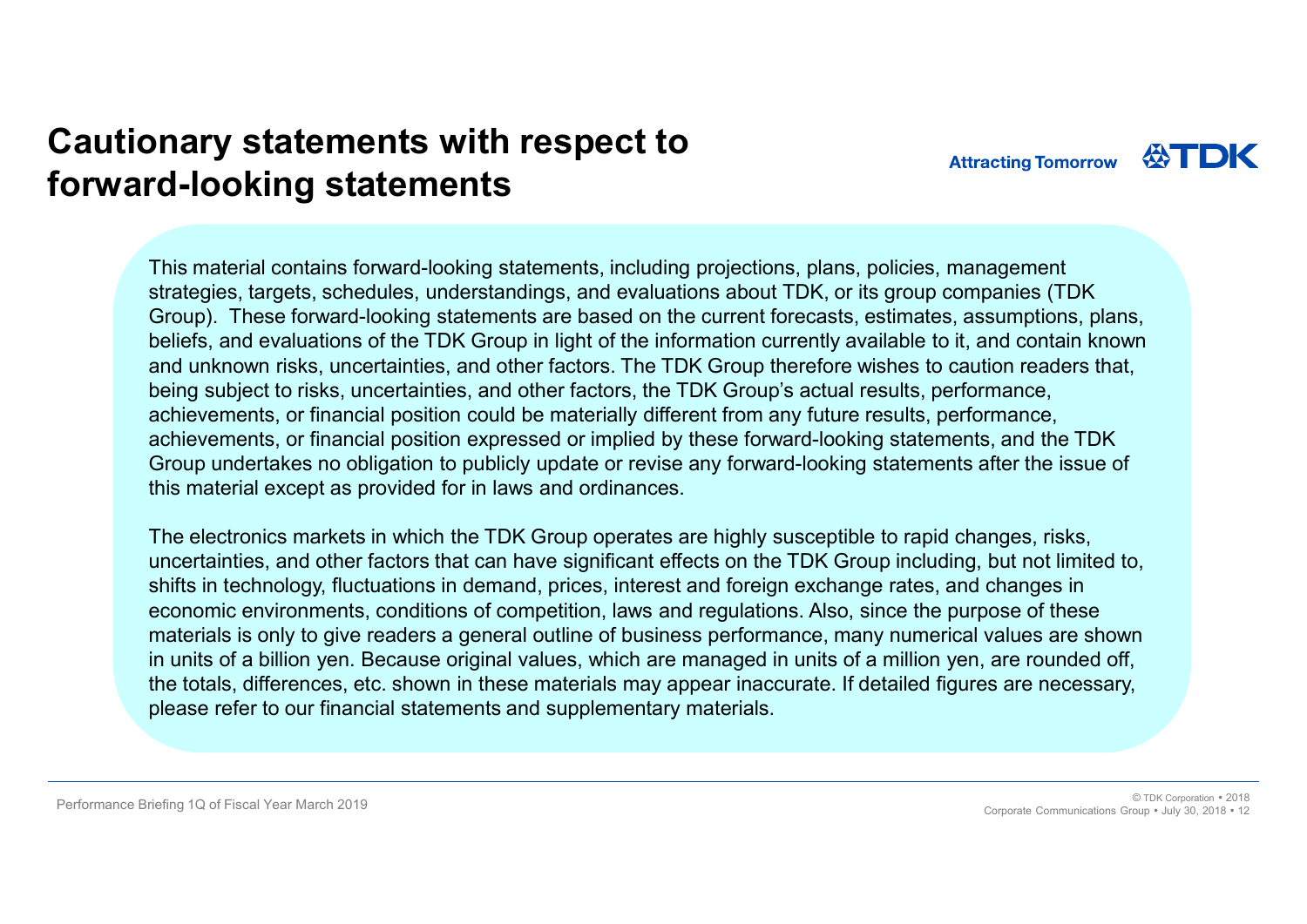# Cautionary statements with respect to forward-looking statements

This material contains forward-looking statements, including projections, plans, policies, management strategies, targets, schedules, understandings, and evaluations about TDK, or its group companies (TDK Group). These forward-looking statements are based on the current forecasts, estimates, assumptions, plans, beliefs, and evaluations of the TDK Group in light of the information currently available to it, and contain known and unknown risks, uncertainties, and other factors. The TDK Group therefore wishes to caution readers that, being subject to risks, uncertainties, and other factors, the TDK Group's actual results, performance, achievements, or financial position could be materially different from any future results, performance, achievements, or financial position expressed or implied by these forward-looking statements, and the TDK Group undertakes no obligation to publicly update or revise any forward-looking statements after the issue of this material except as provided for in laws and ordinances.

The electronics markets in which the TDK Group operates are highly susceptible to rapid changes, risks, uncertainties, and other factors that can have significant effects on the TDK Group including, but not limited to, shifts in technology, fluctuations in demand, prices, interest and foreign exchange rates, and changes in economic environments, conditions of competition, laws and regulations. Also, since the purpose of these materials is only to give readers a general outline of business performance, many numerical values are shown in units of a billion yen. Because original values, which are managed in units of a million yen, are rounded off, the totals, differences, etc. shown in these materials may appear inaccurate. If detailed figures are necessary, please refer to our financial statements and supplementary materials.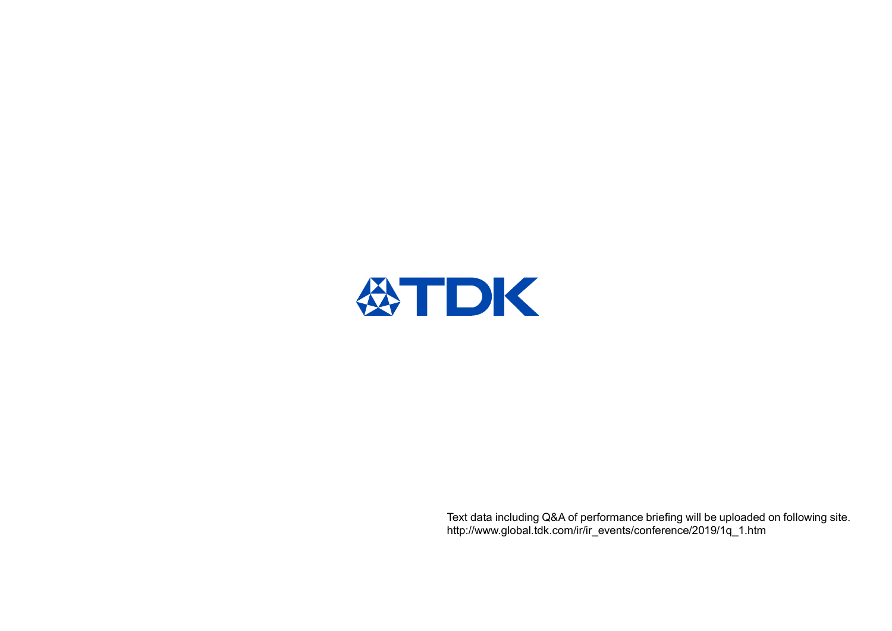TDK

Text data including Q&A of performance briefing will be uploaded on following site.
http://www.global.tdk.com/ir/ir_events/conference/2019/1q_1.htm